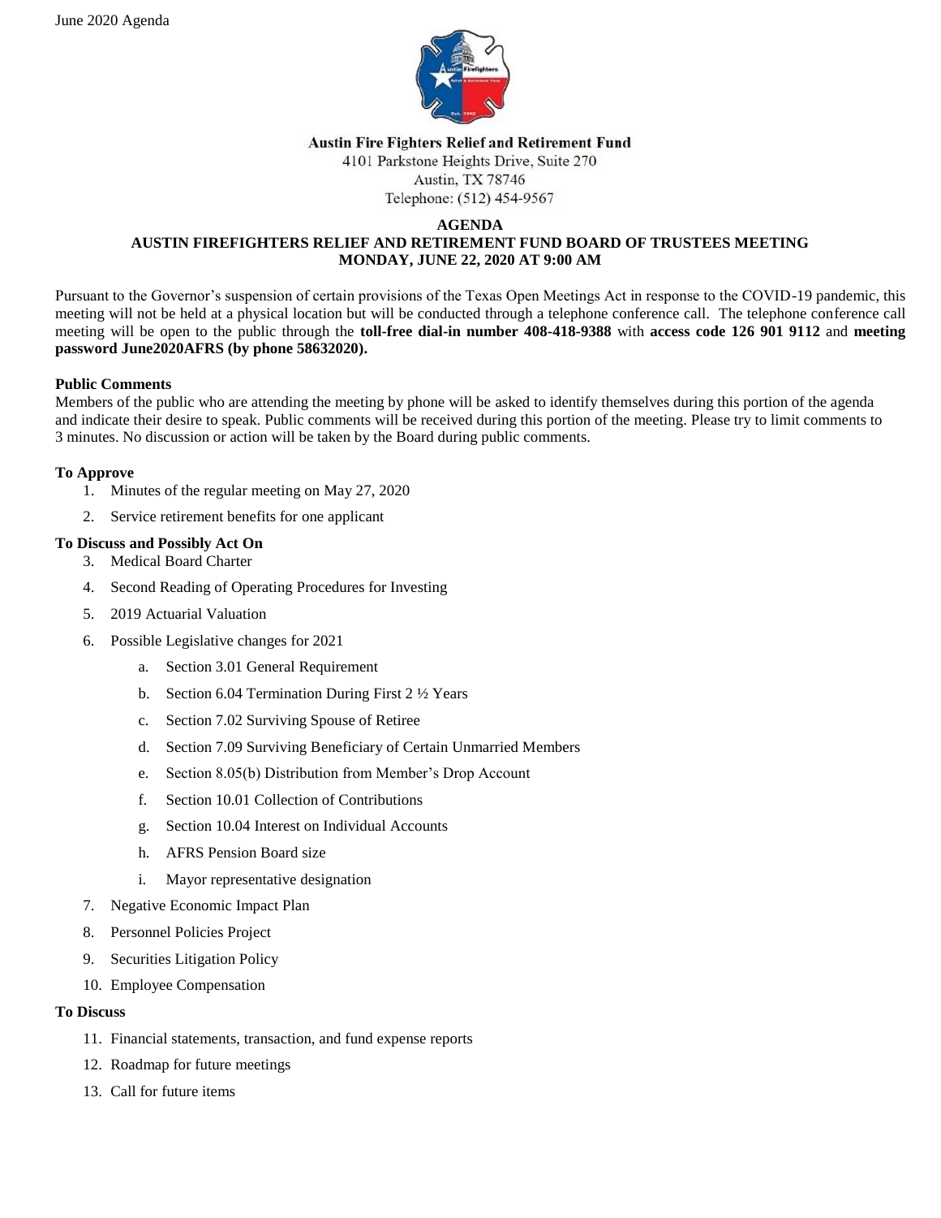June 2020 Agenda

**Austin Fire Fighters Relief and Retirement Fund**
4101 Parkstone Heights Drive, Suite 270
Austin, TX 78746
Telephone: (512) 454-9567

# AGENDA
## AUSTIN FIREFIGHTERS RELIEF AND RETIREMENT FUND BOARD OF TRUSTEES MEETING
## MONDAY, JUNE 22, 2020 AT 9:00 AM

Pursuant to the Governor's suspension of certain provisions of the Texas Open Meetings Act in response to the COVID-19 pandemic, this meeting will not be held at a physical location but will be conducted through a telephone conference call. The telephone conference call meeting will be open to the public through the **toll-free dial-in number 408-418-9388** with **access code 126 901 9112** and **meeting password June2020AFRS (by phone 58632020).**

**Public Comments**
Members of the public who are attending the meeting by phone will be asked to identify themselves during this portion of the agenda and indicate their desire to speak. Public comments will be received during this portion of the meeting. Please try to limit comments to 3 minutes. No discussion or action will be taken by the Board during public comments.

**To Approve**

1. Minutes of the regular meeting on May 27, 2020
2. Service retirement benefits for one applicant

**To Discuss and Possibly Act On**

3. Medical Board Charter
4. Second Reading of Operating Procedures for Investing
5. 2019 Actuarial Valuation
6. Possible Legislative changes for 2021
    a. Section 3.01 General Requirement
    b. Section 6.04 Termination During First 2 ½ Years
    c. Section 7.02 Surviving Spouse of Retiree
    d. Section 7.09 Surviving Beneficiary of Certain Unmarried Members
    e. Section 8.05(b) Distribution from Member's Drop Account
    f. Section 10.01 Collection of Contributions
    g. Section 10.04 Interest on Individual Accounts
    h. AFRS Pension Board size
    i. Mayor representative designation
7. Negative Economic Impact Plan
8. Personnel Policies Project
9. Securities Litigation Policy
10. Employee Compensation

**To Discuss**

11. Financial statements, transaction, and fund expense reports
12. Roadmap for future meetings
13. Call for future items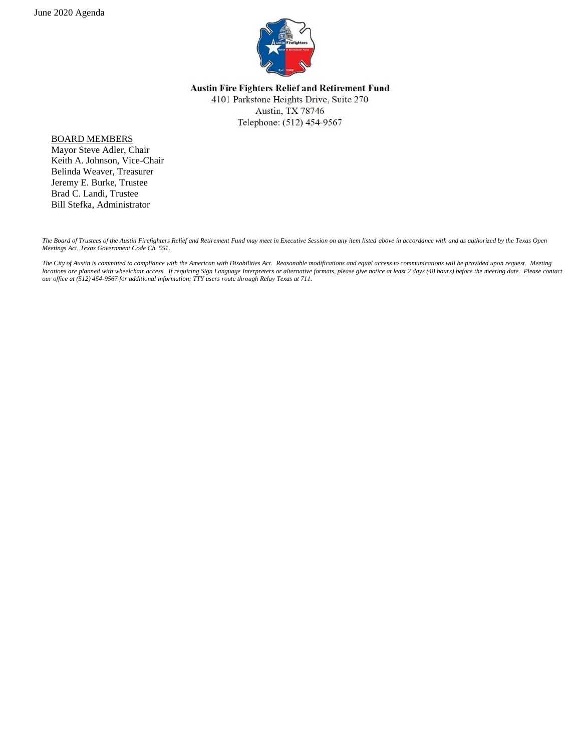**Austin Fire Fighters Relief and Retirement Fund**
4101 Parkstone Heights Drive, Suite 270
Austin, TX 78746
Telephone: (512) 454-9567

<u>BOARD MEMBERS</u>
Mayor Steve Adler, Chair
Keith A. Johnson, Vice-Chair
Belinda Weaver, Treasurer
Jeremy E. Burke, Trustee
Brad C. Landi, Trustee
Bill Stefka, Administrator

*The Board of Trustees of the Austin Firefighters Relief and Retirement Fund may meet in Executive Session on any item listed above in accordance with and as authorized by the Texas Open Meetings Act, Texas Government Code Ch. 551.*

*The City of Austin is committed to compliance with the American with Disabilities Act. Reasonable modifications and equal access to communications will be provided upon request. Meeting locations are planned with wheelchair access. If requiring Sign Language Interpreters or alternative formats, please give notice at least 2 days (48 hours) before the meeting date. Please contact our office at (512) 454-9567 for additional information; TTY users route through Relay Texas at 711.*